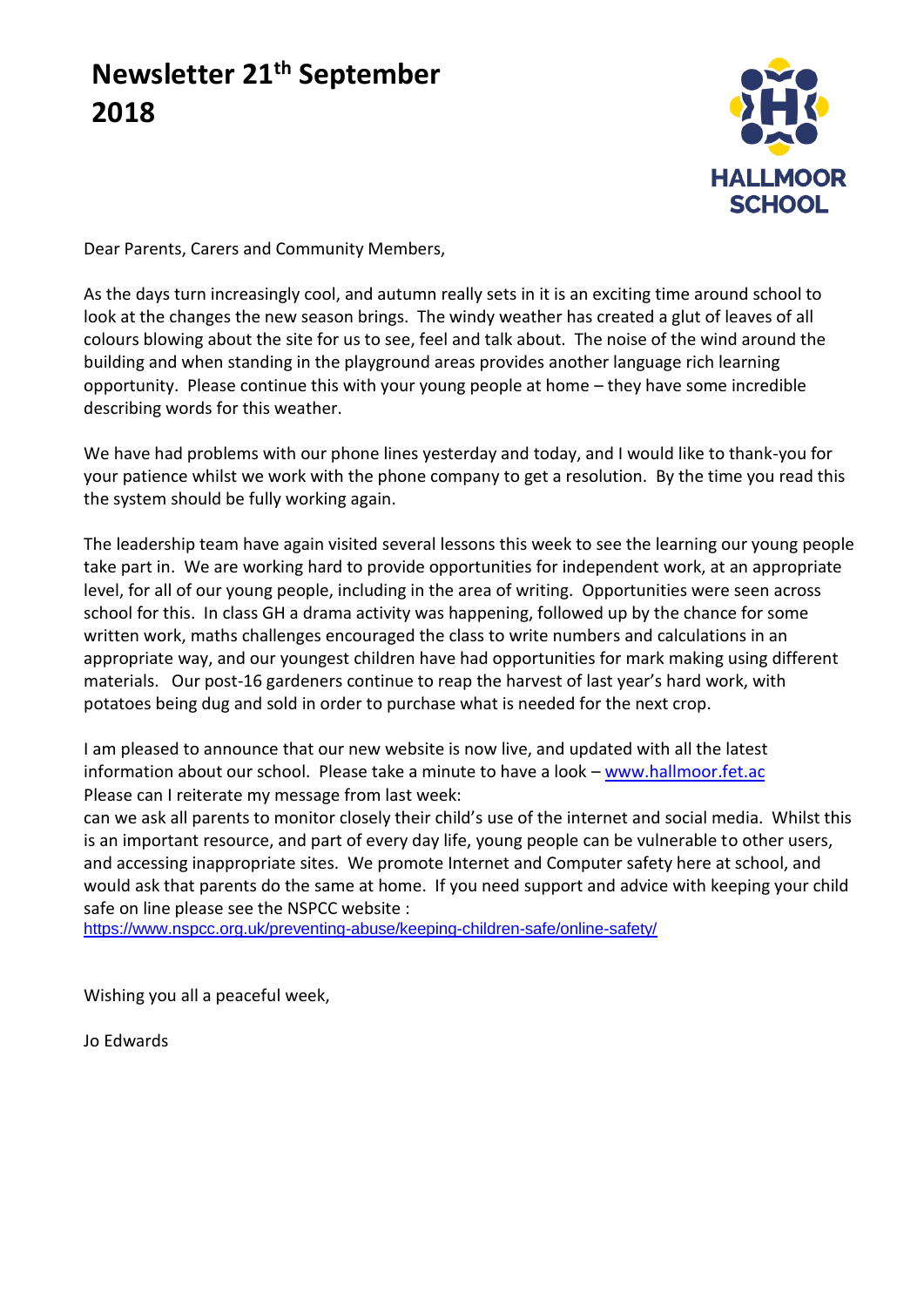# Newsletter 21th September 2018

HALLMOOR SCHOOL

Dear Parents, Carers and Community Members,

As the days turn increasingly cool, and autumn really sets in it is an exciting time around school to look at the changes the new season brings. The windy weather has created a glut of leaves of all colours blowing about the site for us to see, feel and talk about. The noise of the wind around the building and when standing in the playground areas provides another language rich learning opportunity. Please continue this with your young people at home – they have some incredible describing words for this weather.

We have had problems with our phone lines yesterday and today, and I would like to thank-you for your patience whilst we work with the phone company to get a resolution. By the time you read this the system should be fully working again.

The leadership team have again visited several lessons this week to see the learning our young people take part in. We are working hard to provide opportunities for independent work, at an appropriate level, for all of our young people, including in the area of writing. Opportunities were seen across school for this. In class GH a drama activity was happening, followed up by the chance for some written work, maths challenges encouraged the class to write numbers and calculations in an appropriate way, and our youngest children have had opportunities for mark making using different materials. Our post-16 gardeners continue to reap the harvest of last year's hard work, with potatoes being dug and sold in order to purchase what is needed for the next crop.

I am pleased to announce that our new website is now live, and updated with all the latest information about our school. Please take a minute to have a look – www.hallmoor.fet.ac
Please can I reiterate my message from last week:
can we ask all parents to monitor closely their child's use of the internet and social media. Whilst this is an important resource, and part of every day life, young people can be vulnerable to other users, and accessing inappropriate sites. We promote Internet and Computer safety here at school, and would ask that parents do the same at home. If you need support and advice with keeping your child safe on line please see the NSPCC website :
https://www.nspcc.org.uk/preventing-abuse/keeping-children-safe/online-safety/

Wishing you all a peaceful week,

Jo Edwards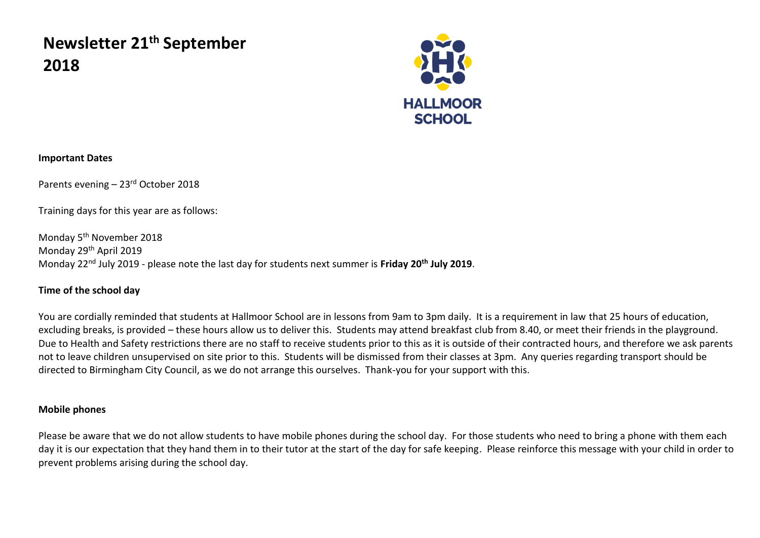# Newsletter 21th September 2018

HALLMOOR SCHOOL

**Important Dates**

Parents evening – 23rd October 2018

Training days for this year are as follows:

Monday 5th November 2018
Monday 29th April 2019
Monday 22nd July 2019 - please note the last day for students next summer is **Friday 20th July 2019**.

**Time of the school day**

You are cordially reminded that students at Hallmoor School are in lessons from 9am to 3pm daily. It is a requirement in law that 25 hours of education, excluding breaks, is provided – these hours allow us to deliver this. Students may attend breakfast club from 8.40, or meet their friends in the playground. Due to Health and Safety restrictions there are no staff to receive students prior to this as it is outside of their contracted hours, and therefore we ask parents not to leave children unsupervised on site prior to this. Students will be dismissed from their classes at 3pm. Any queries regarding transport should be directed to Birmingham City Council, as we do not arrange this ourselves. Thank-you for your support with this.

**Mobile phones**

Please be aware that we do not allow students to have mobile phones during the school day. For those students who need to bring a phone with them each day it is our expectation that they hand them in to their tutor at the start of the day for safe keeping. Please reinforce this message with your child in order to prevent problems arising during the school day.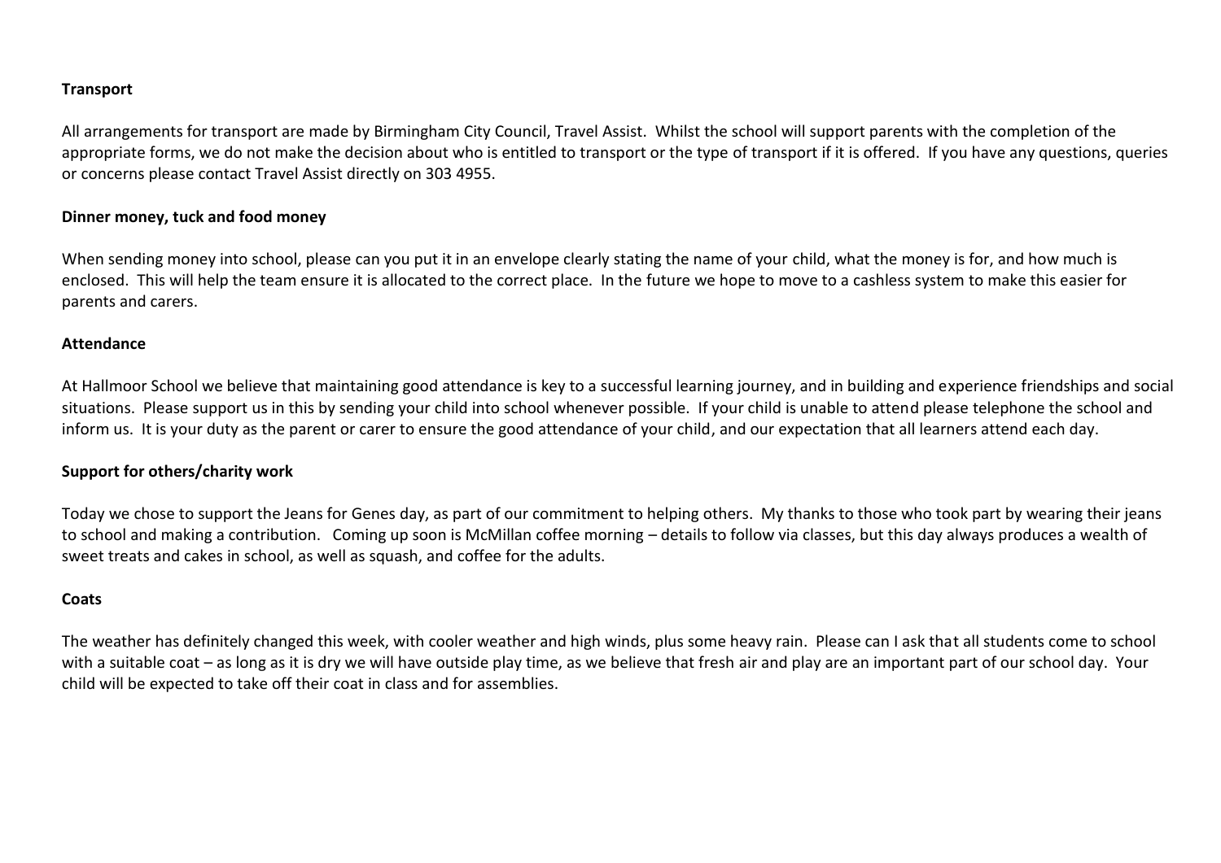**Transport**

All arrangements for transport are made by Birmingham City Council, Travel Assist. Whilst the school will support parents with the completion of the appropriate forms, we do not make the decision about who is entitled to transport or the type of transport if it is offered. If you have any questions, queries or concerns please contact Travel Assist directly on 303 4955.

**Dinner money, tuck and food money**

When sending money into school, please can you put it in an envelope clearly stating the name of your child, what the money is for, and how much is enclosed. This will help the team ensure it is allocated to the correct place. In the future we hope to move to a cashless system to make this easier for parents and carers.

**Attendance**

At Hallmoor School we believe that maintaining good attendance is key to a successful learning journey, and in building and experience friendships and social situations. Please support us in this by sending your child into school whenever possible. If your child is unable to attend please telephone the school and inform us. It is your duty as the parent or carer to ensure the good attendance of your child, and our expectation that all learners attend each day.

**Support for others/charity work**

Today we chose to support the Jeans for Genes day, as part of our commitment to helping others. My thanks to those who took part by wearing their jeans to school and making a contribution. Coming up soon is McMillan coffee morning – details to follow via classes, but this day always produces a wealth of sweet treats and cakes in school, as well as squash, and coffee for the adults.

**Coats**

The weather has definitely changed this week, with cooler weather and high winds, plus some heavy rain. Please can I ask that all students come to school with a suitable coat – as long as it is dry we will have outside play time, as we believe that fresh air and play are an important part of our school day. Your child will be expected to take off their coat in class and for assemblies.